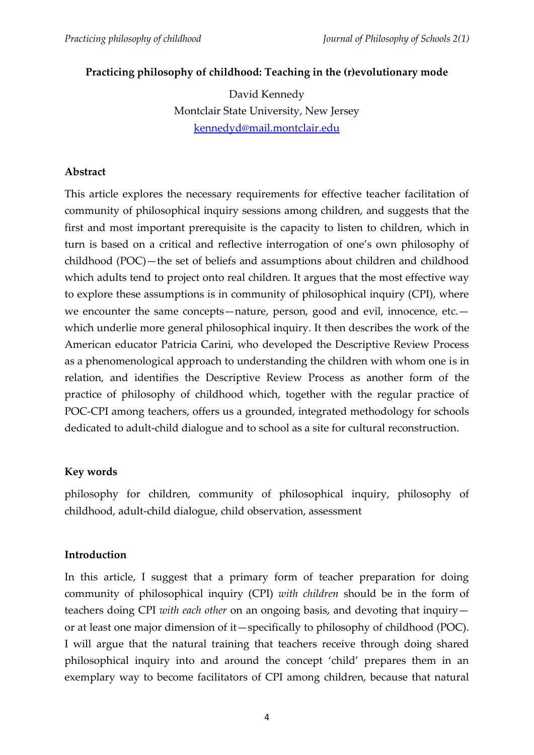# Practicing philosophy of childhood: Teaching in the (r)evolutionary mode

David Kennedy
Montclair State University, New Jersey
kennedyd@mail.montclair.edu

## Abstract

This article explores the necessary requirements for effective teacher facilitation of community of philosophical inquiry sessions among children, and suggests that the first and most important prerequisite is the capacity to listen to children, which in turn is based on a critical and reflective interrogation of one's own philosophy of childhood (POC)—the set of beliefs and assumptions about children and childhood which adults tend to project onto real children. It argues that the most effective way to explore these assumptions is in community of philosophical inquiry (CPI), where we encounter the same concepts—nature, person, good and evil, innocence, etc.—which underlie more general philosophical inquiry. It then describes the work of the American educator Patricia Carini, who developed the Descriptive Review Process as a phenomenological approach to understanding the children with whom one is in relation, and identifies the Descriptive Review Process as another form of the practice of philosophy of childhood which, together with the regular practice of POC-CPI among teachers, offers us a grounded, integrated methodology for schools dedicated to adult-child dialogue and to school as a site for cultural reconstruction.

## Key words

philosophy for children, community of philosophical inquiry, philosophy of childhood, adult-child dialogue, child observation, assessment

## Introduction

In this article, I suggest that a primary form of teacher preparation for doing community of philosophical inquiry (CPI) *with children* should be in the form of teachers doing CPI *with each other* on an ongoing basis, and devoting that inquiry—or at least one major dimension of it—specifically to philosophy of childhood (POC). I will argue that the natural training that teachers receive through doing shared philosophical inquiry into and around the concept 'child' prepares them in an exemplary way to become facilitators of CPI among children, because that natural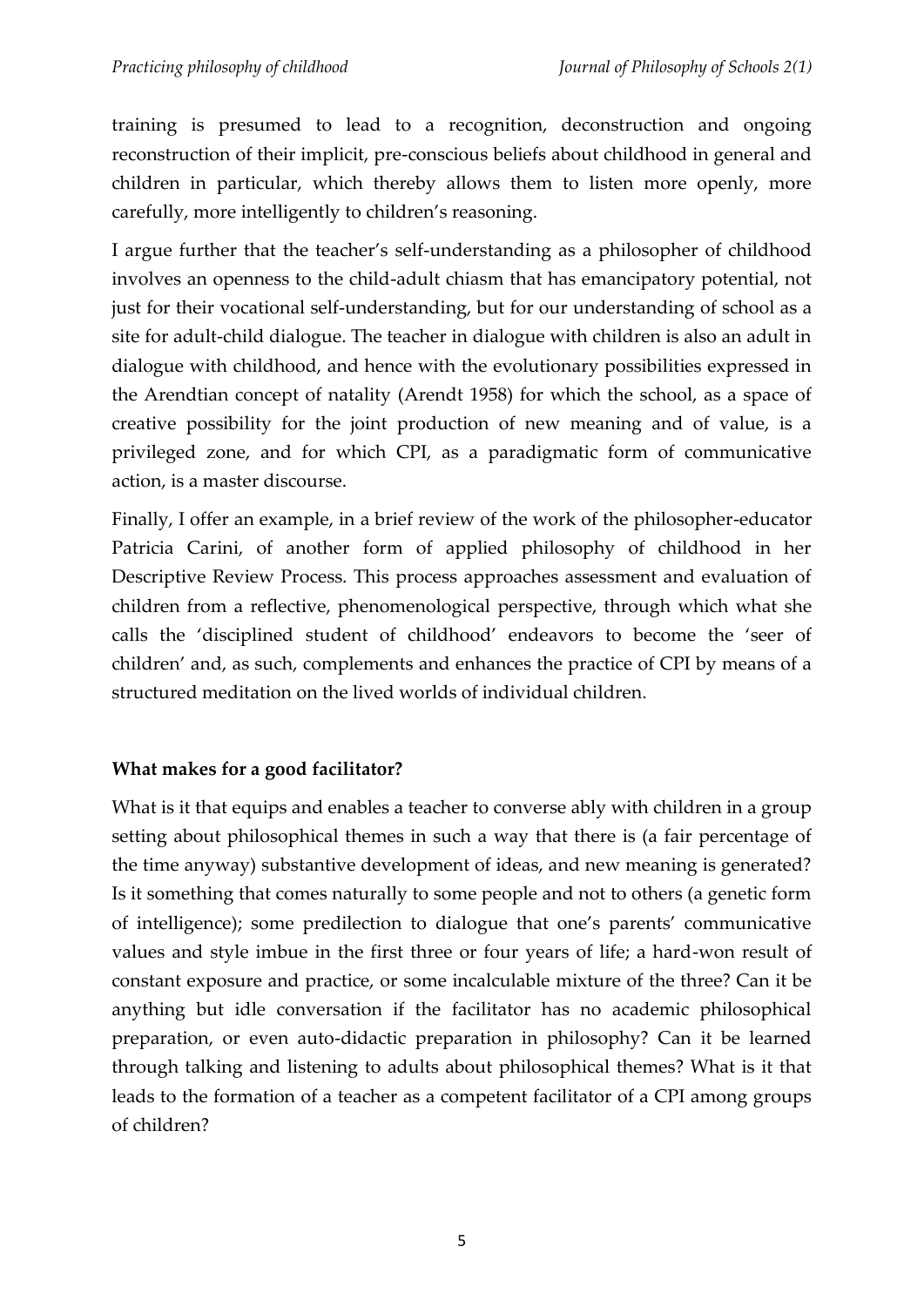training is presumed to lead to a recognition, deconstruction and ongoing reconstruction of their implicit, pre-conscious beliefs about childhood in general and children in particular, which thereby allows them to listen more openly, more carefully, more intelligently to children's reasoning.

I argue further that the teacher's self-understanding as a philosopher of childhood involves an openness to the child-adult chiasm that has emancipatory potential, not just for their vocational self-understanding, but for our understanding of school as a site for adult-child dialogue. The teacher in dialogue with children is also an adult in dialogue with childhood, and hence with the evolutionary possibilities expressed in the Arendtian concept of natality (Arendt 1958) for which the school, as a space of creative possibility for the joint production of new meaning and of value, is a privileged zone, and for which CPI, as a paradigmatic form of communicative action, is a master discourse.

Finally, I offer an example, in a brief review of the work of the philosopher-educator Patricia Carini, of another form of applied philosophy of childhood in her Descriptive Review Process. This process approaches assessment and evaluation of children from a reflective, phenomenological perspective, through which what she calls the 'disciplined student of childhood' endeavors to become the 'seer of children' and, as such, complements and enhances the practice of CPI by means of a structured meditation on the lived worlds of individual children.

**What makes for a good facilitator?**

What is it that equips and enables a teacher to converse ably with children in a group setting about philosophical themes in such a way that there is (a fair percentage of the time anyway) substantive development of ideas, and new meaning is generated? Is it something that comes naturally to some people and not to others (a genetic form of intelligence); some predilection to dialogue that one's parents' communicative values and style imbue in the first three or four years of life; a hard-won result of constant exposure and practice, or some incalculable mixture of the three? Can it be anything but idle conversation if the facilitator has no academic philosophical preparation, or even auto-didactic preparation in philosophy? Can it be learned through talking and listening to adults about philosophical themes? What is it that leads to the formation of a teacher as a competent facilitator of a CPI among groups of children?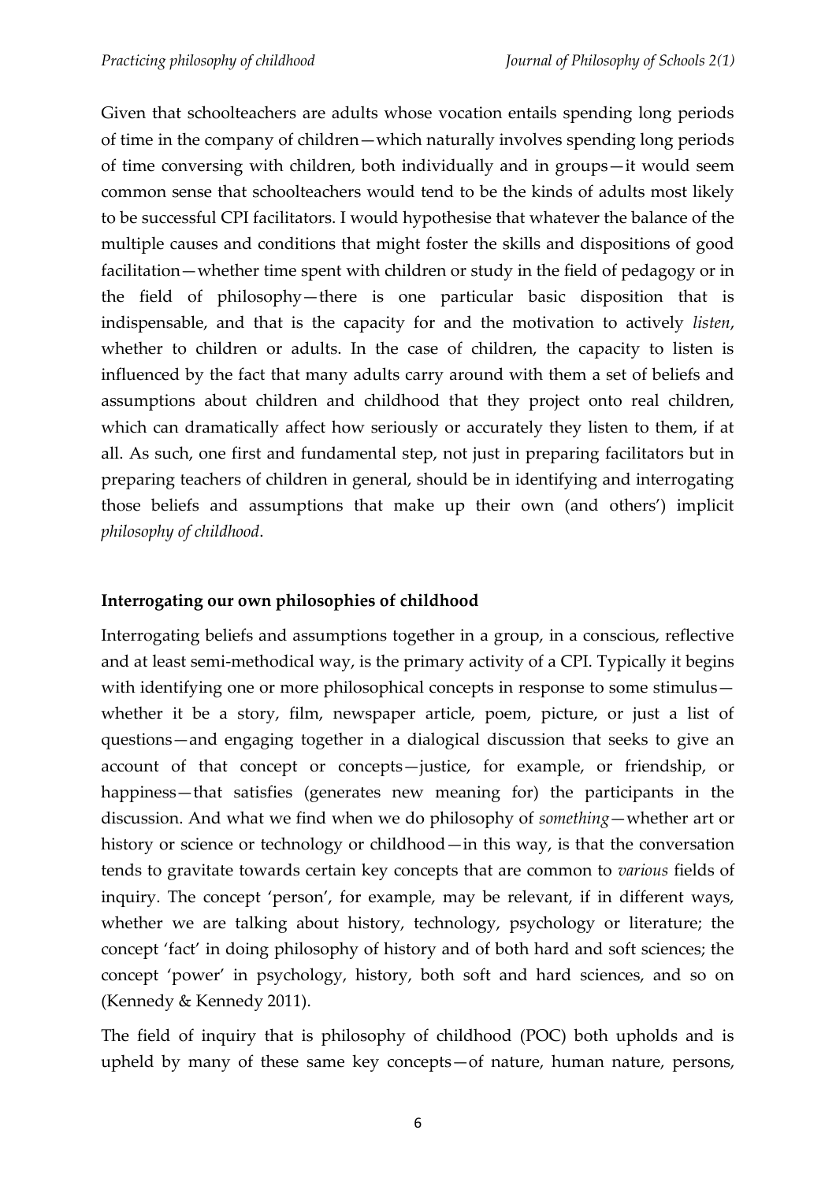Given that schoolteachers are adults whose vocation entails spending long periods of time in the company of children—which naturally involves spending long periods of time conversing with children, both individually and in groups—it would seem common sense that schoolteachers would tend to be the kinds of adults most likely to be successful CPI facilitators. I would hypothesise that whatever the balance of the multiple causes and conditions that might foster the skills and dispositions of good facilitation—whether time spent with children or study in the field of pedagogy or in the field of philosophy—there is one particular basic disposition that is indispensable, and that is the capacity for and the motivation to actively *listen*, whether to children or adults. In the case of children, the capacity to listen is influenced by the fact that many adults carry around with them a set of beliefs and assumptions about children and childhood that they project onto real children, which can dramatically affect how seriously or accurately they listen to them, if at all. As such, one first and fundamental step, not just in preparing facilitators but in preparing teachers of children in general, should be in identifying and interrogating those beliefs and assumptions that make up their own (and others') implicit *philosophy of childhood*.

**Interrogating our own philosophies of childhood**

Interrogating beliefs and assumptions together in a group, in a conscious, reflective and at least semi-methodical way, is the primary activity of a CPI. Typically it begins with identifying one or more philosophical concepts in response to some stimulus—whether it be a story, film, newspaper article, poem, picture, or just a list of questions—and engaging together in a dialogical discussion that seeks to give an account of that concept or concepts—justice, for example, or friendship, or happiness—that satisfies (generates new meaning for) the participants in the discussion. And what we find when we do philosophy of *something*—whether art or history or science or technology or childhood—in this way, is that the conversation tends to gravitate towards certain key concepts that are common to *various* fields of inquiry. The concept 'person', for example, may be relevant, if in different ways, whether we are talking about history, technology, psychology or literature; the concept 'fact' in doing philosophy of history and of both hard and soft sciences; the concept 'power' in psychology, history, both soft and hard sciences, and so on (Kennedy & Kennedy 2011).

The field of inquiry that is philosophy of childhood (POC) both upholds and is upheld by many of these same key concepts—of nature, human nature, persons,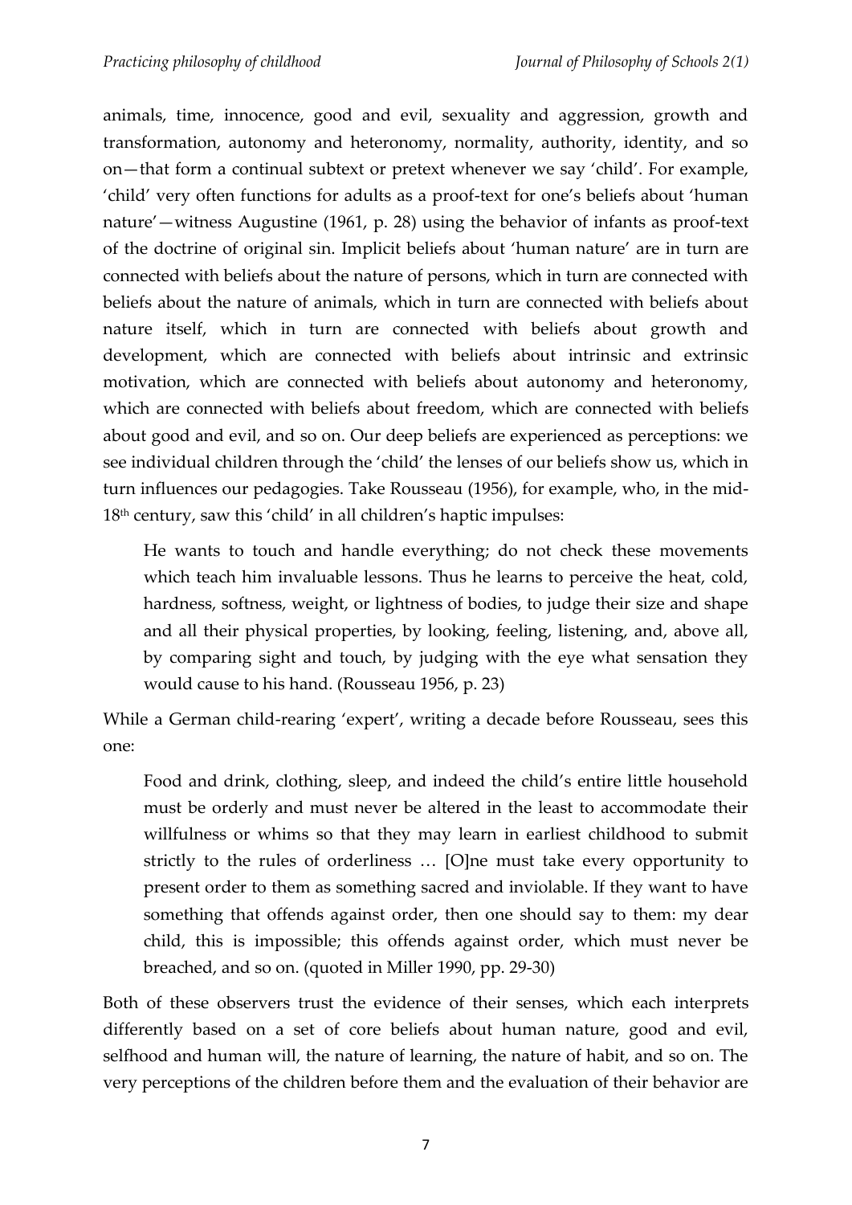animals, time, innocence, good and evil, sexuality and aggression, growth and transformation, autonomy and heteronomy, normality, authority, identity, and so on—that form a continual subtext or pretext whenever we say 'child'. For example, 'child' very often functions for adults as a proof-text for one's beliefs about 'human nature'—witness Augustine (1961, p. 28) using the behavior of infants as proof-text of the doctrine of original sin. Implicit beliefs about 'human nature' are in turn are connected with beliefs about the nature of persons, which in turn are connected with beliefs about the nature of animals, which in turn are connected with beliefs about nature itself, which in turn are connected with beliefs about growth and development, which are connected with beliefs about intrinsic and extrinsic motivation, which are connected with beliefs about autonomy and heteronomy, which are connected with beliefs about freedom, which are connected with beliefs about good and evil, and so on. Our deep beliefs are experienced as perceptions: we see individual children through the 'child' the lenses of our beliefs show us, which in turn influences our pedagogies. Take Rousseau (1956), for example, who, in the mid-18th century, saw this 'child' in all children's haptic impulses:

> He wants to touch and handle everything; do not check these movements which teach him invaluable lessons. Thus he learns to perceive the heat, cold, hardness, softness, weight, or lightness of bodies, to judge their size and shape and all their physical properties, by looking, feeling, listening, and, above all, by comparing sight and touch, by judging with the eye what sensation they would cause to his hand. (Rousseau 1956, p. 23)

While a German child-rearing 'expert', writing a decade before Rousseau, sees this one:

> Food and drink, clothing, sleep, and indeed the child's entire little household must be orderly and must never be altered in the least to accommodate their willfulness or whims so that they may learn in earliest childhood to submit strictly to the rules of orderliness … [O]ne must take every opportunity to present order to them as something sacred and inviolable. If they want to have something that offends against order, then one should say to them: my dear child, this is impossible; this offends against order, which must never be breached, and so on. (quoted in Miller 1990, pp. 29-30)

Both of these observers trust the evidence of their senses, which each interprets differently based on a set of core beliefs about human nature, good and evil, selfhood and human will, the nature of learning, the nature of habit, and so on. The very perceptions of the children before them and the evaluation of their behavior are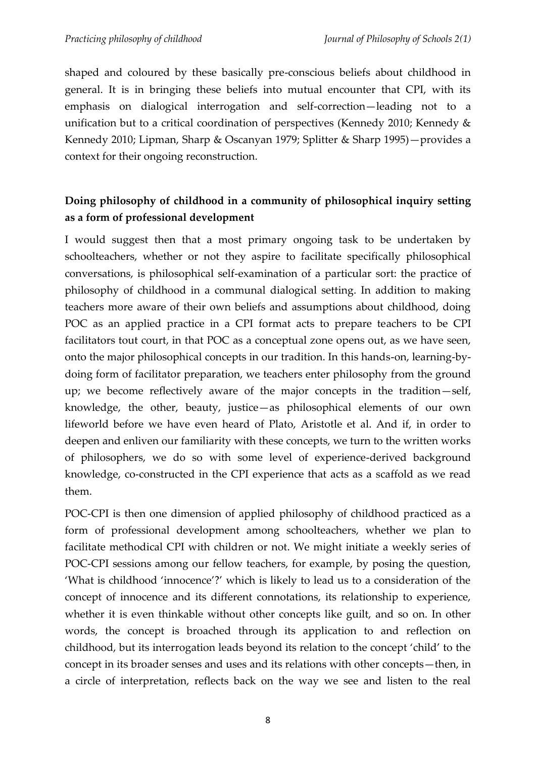shaped and coloured by these basically pre-conscious beliefs about childhood in general. It is in bringing these beliefs into mutual encounter that CPI, with its emphasis on dialogical interrogation and self-correction—leading not to a unification but to a critical coordination of perspectives (Kennedy 2010; Kennedy & Kennedy 2010; Lipman, Sharp & Oscanyan 1979; Splitter & Sharp 1995)—provides a context for their ongoing reconstruction.

## Doing philosophy of childhood in a community of philosophical inquiry setting as a form of professional development

I would suggest then that a most primary ongoing task to be undertaken by schoolteachers, whether or not they aspire to facilitate specifically philosophical conversations, is philosophical self-examination of a particular sort: the practice of philosophy of childhood in a communal dialogical setting. In addition to making teachers more aware of their own beliefs and assumptions about childhood, doing POC as an applied practice in a CPI format acts to prepare teachers to be CPI facilitators tout court, in that POC as a conceptual zone opens out, as we have seen, onto the major philosophical concepts in our tradition. In this hands-on, learning-by-doing form of facilitator preparation, we teachers enter philosophy from the ground up; we become reflectively aware of the major concepts in the tradition—self, knowledge, the other, beauty, justice—as philosophical elements of our own lifeworld before we have even heard of Plato, Aristotle et al. And if, in order to deepen and enliven our familiarity with these concepts, we turn to the written works of philosophers, we do so with some level of experience-derived background knowledge, co-constructed in the CPI experience that acts as a scaffold as we read them.

POC-CPI is then one dimension of applied philosophy of childhood practiced as a form of professional development among schoolteachers, whether we plan to facilitate methodical CPI with children or not. We might initiate a weekly series of POC-CPI sessions among our fellow teachers, for example, by posing the question, 'What is childhood 'innocence'?' which is likely to lead us to a consideration of the concept of innocence and its different connotations, its relationship to experience, whether it is even thinkable without other concepts like guilt, and so on. In other words, the concept is broached through its application to and reflection on childhood, but its interrogation leads beyond its relation to the concept 'child' to the concept in its broader senses and uses and its relations with other concepts—then, in a circle of interpretation, reflects back on the way we see and listen to the real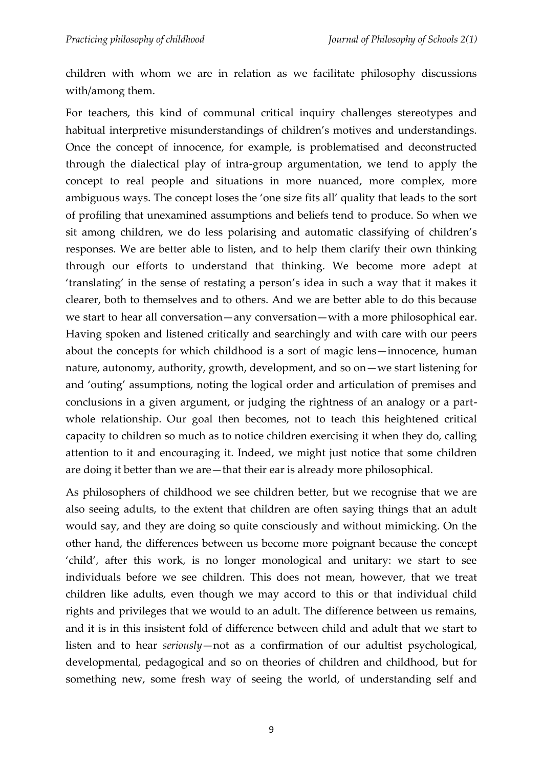children with whom we are in relation as we facilitate philosophy discussions with/among them.

For teachers, this kind of communal critical inquiry challenges stereotypes and habitual interpretive misunderstandings of children's motives and understandings. Once the concept of innocence, for example, is problematised and deconstructed through the dialectical play of intra-group argumentation, we tend to apply the concept to real people and situations in more nuanced, more complex, more ambiguous ways. The concept loses the 'one size fits all' quality that leads to the sort of profiling that unexamined assumptions and beliefs tend to produce. So when we sit among children, we do less polarising and automatic classifying of children's responses. We are better able to listen, and to help them clarify their own thinking through our efforts to understand that thinking. We become more adept at 'translating' in the sense of restating a person's idea in such a way that it makes it clearer, both to themselves and to others. And we are better able to do this because we start to hear all conversation—any conversation—with a more philosophical ear. Having spoken and listened critically and searchingly and with care with our peers about the concepts for which childhood is a sort of magic lens—innocence, human nature, autonomy, authority, growth, development, and so on—we start listening for and 'outing' assumptions, noting the logical order and articulation of premises and conclusions in a given argument, or judging the rightness of an analogy or a part-whole relationship. Our goal then becomes, not to teach this heightened critical capacity to children so much as to notice children exercising it when they do, calling attention to it and encouraging it. Indeed, we might just notice that some children are doing it better than we are—that their ear is already more philosophical.

As philosophers of childhood we see children better, but we recognise that we are also seeing adults, to the extent that children are often saying things that an adult would say, and they are doing so quite consciously and without mimicking. On the other hand, the differences between us become more poignant because the concept 'child', after this work, is no longer monological and unitary: we start to see individuals before we see children. This does not mean, however, that we treat children like adults, even though we may accord to this or that individual child rights and privileges that we would to an adult. The difference between us remains, and it is in this insistent fold of difference between child and adult that we start to listen and to hear *seriously*—not as a confirmation of our adultist psychological, developmental, pedagogical and so on theories of children and childhood, but for something new, some fresh way of seeing the world, of understanding self and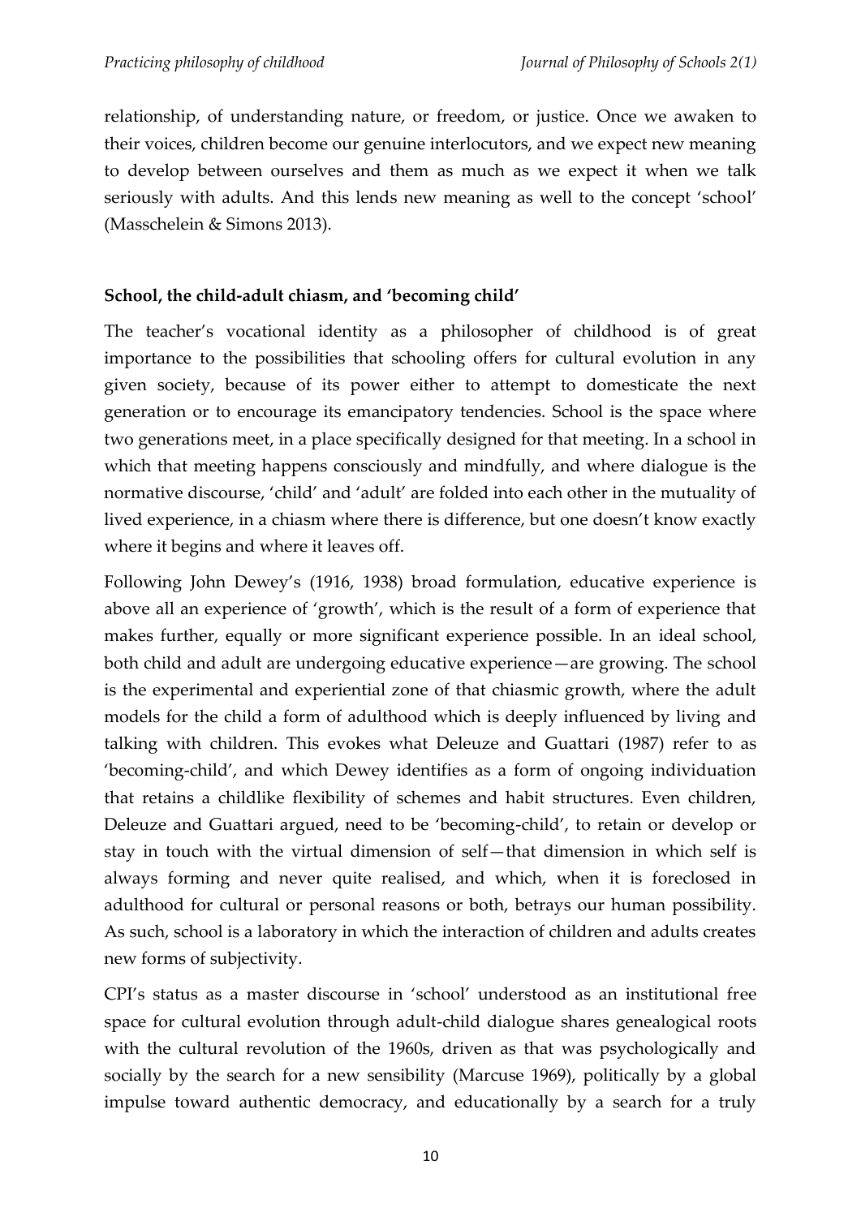relationship, of understanding nature, or freedom, or justice. Once we awaken to their voices, children become our genuine interlocutors, and we expect new meaning to develop between ourselves and them as much as we expect it when we talk seriously with adults. And this lends new meaning as well to the concept 'school' (Masschelein & Simons 2013).

**School, the child-adult chiasm, and 'becoming child'**

The teacher's vocational identity as a philosopher of childhood is of great importance to the possibilities that schooling offers for cultural evolution in any given society, because of its power either to attempt to domesticate the next generation or to encourage its emancipatory tendencies. School is the space where two generations meet, in a place specifically designed for that meeting. In a school in which that meeting happens consciously and mindfully, and where dialogue is the normative discourse, 'child' and 'adult' are folded into each other in the mutuality of lived experience, in a chiasm where there is difference, but one doesn't know exactly where it begins and where it leaves off.

Following John Dewey's (1916, 1938) broad formulation, educative experience is above all an experience of 'growth', which is the result of a form of experience that makes further, equally or more significant experience possible. In an ideal school, both child and adult are undergoing educative experience—are growing. The school is the experimental and experiential zone of that chiasmic growth, where the adult models for the child a form of adulthood which is deeply influenced by living and talking with children. This evokes what Deleuze and Guattari (1987) refer to as 'becoming-child', and which Dewey identifies as a form of ongoing individuation that retains a childlike flexibility of schemes and habit structures. Even children, Deleuze and Guattari argued, need to be 'becoming-child', to retain or develop or stay in touch with the virtual dimension of self—that dimension in which self is always forming and never quite realised, and which, when it is foreclosed in adulthood for cultural or personal reasons or both, betrays our human possibility. As such, school is a laboratory in which the interaction of children and adults creates new forms of subjectivity.

CPI's status as a master discourse in 'school' understood as an institutional free space for cultural evolution through adult-child dialogue shares genealogical roots with the cultural revolution of the 1960s, driven as that was psychologically and socially by the search for a new sensibility (Marcuse 1969), politically by a global impulse toward authentic democracy, and educationally by a search for a truly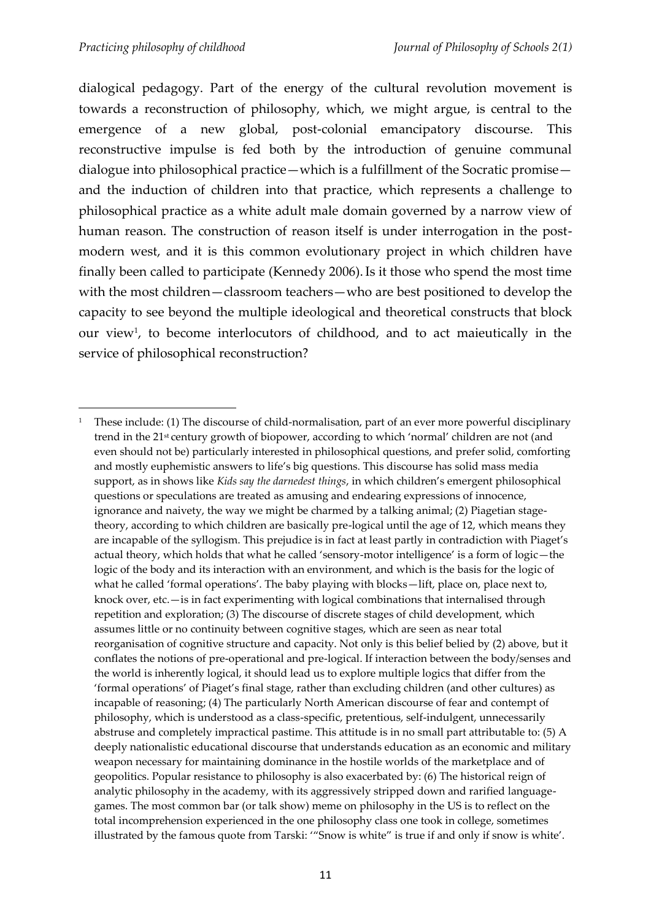dialogical pedagogy. Part of the energy of the cultural revolution movement is towards a reconstruction of philosophy, which, we might argue, is central to the emergence of a new global, post-colonial emancipatory discourse. This reconstructive impulse is fed both by the introduction of genuine communal dialogue into philosophical practice—which is a fulfillment of the Socratic promise—and the induction of children into that practice, which represents a challenge to philosophical practice as a white adult male domain governed by a narrow view of human reason. The construction of reason itself is under interrogation in the post-modern west, and it is this common evolutionary project in which children have finally been called to participate (Kennedy 2006). Is it those who spend the most time with the most children—classroom teachers—who are best positioned to develop the capacity to see beyond the multiple ideological and theoretical constructs that block our view[1], to become interlocutors of childhood, and to act maieutically in the service of philosophical reconstruction?

---

[1] These include: (1) The discourse of child-normalisation, part of an ever more powerful disciplinary trend in the 21st century growth of biopower, according to which 'normal' children are not (and even should not be) particularly interested in philosophical questions, and prefer solid, comforting and mostly euphemistic answers to life's big questions. This discourse has solid mass media support, as in shows like *Kids say the darnedest things*, in which children's emergent philosophical questions or speculations are treated as amusing and endearing expressions of innocence, ignorance and naivety, the way we might be charmed by a talking animal; (2) Piagetian stage-theory, according to which children are basically pre-logical until the age of 12, which means they are incapable of the syllogism. This prejudice is in fact at least partly in contradiction with Piaget's actual theory, which holds that what he called 'sensory-motor intelligence' is a form of logic—the logic of the body and its interaction with an environment, and which is the basis for the logic of what he called 'formal operations'. The baby playing with blocks—lift, place on, place next to, knock over, etc.—is in fact experimenting with logical combinations that internalised through repetition and exploration; (3) The discourse of discrete stages of child development, which assumes little or no continuity between cognitive stages, which are seen as near total reorganisation of cognitive structure and capacity. Not only is this belief belied by (2) above, but it conflates the notions of pre-operational and pre-logical. If interaction between the body/senses and the world is inherently logical, it should lead us to explore multiple logics that differ from the 'formal operations' of Piaget's final stage, rather than excluding children (and other cultures) as incapable of reasoning; (4) The particularly North American discourse of fear and contempt of philosophy, which is understood as a class-specific, pretentious, self-indulgent, unnecessarily abstruse and completely impractical pastime. This attitude is in no small part attributable to: (5) A deeply nationalistic educational discourse that understands education as an economic and military weapon necessary for maintaining dominance in the hostile worlds of the marketplace and of geopolitics. Popular resistance to philosophy is also exacerbated by: (6) The historical reign of analytic philosophy in the academy, with its aggressively stripped down and rarified language-games. The most common bar (or talk show) meme on philosophy in the US is to reflect on the total incomprehension experienced in the one philosophy class one took in college, sometimes illustrated by the famous quote from Tarski: '"Snow is white" is true if and only if snow is white'.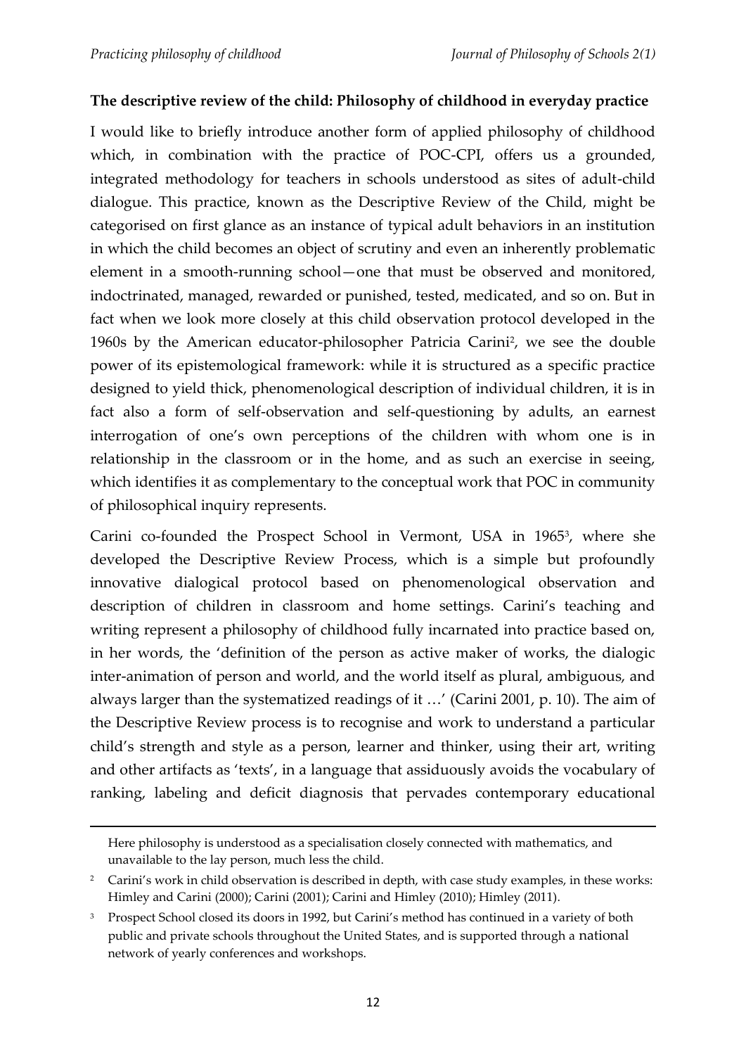**The descriptive review of the child: Philosophy of childhood in everyday practice**

I would like to briefly introduce another form of applied philosophy of childhood which, in combination with the practice of POC-CPI, offers us a grounded, integrated methodology for teachers in schools understood as sites of adult-child dialogue. This practice, known as the Descriptive Review of the Child, might be categorised on first glance as an instance of typical adult behaviors in an institution in which the child becomes an object of scrutiny and even an inherently problematic element in a smooth-running school—one that must be observed and monitored, indoctrinated, managed, rewarded or punished, tested, medicated, and so on. But in fact when we look more closely at this child observation protocol developed in the 1960s by the American educator-philosopher Patricia Carini[2], we see the double power of its epistemological framework: while it is structured as a specific practice designed to yield thick, phenomenological description of individual children, it is in fact also a form of self-observation and self-questioning by adults, an earnest interrogation of one's own perceptions of the children with whom one is in relationship in the classroom or in the home, and as such an exercise in seeing, which identifies it as complementary to the conceptual work that POC in community of philosophical inquiry represents.

Carini co-founded the Prospect School in Vermont, USA in 1965[3], where she developed the Descriptive Review Process, which is a simple but profoundly innovative dialogical protocol based on phenomenological observation and description of children in classroom and home settings. Carini's teaching and writing represent a philosophy of childhood fully incarnated into practice based on, in her words, the 'definition of the person as active maker of works, the dialogic inter-animation of person and world, and the world itself as plural, ambiguous, and always larger than the systematized readings of it …' (Carini 2001, p. 10). The aim of the Descriptive Review process is to recognise and work to understand a particular child's strength and style as a person, learner and thinker, using their art, writing and other artifacts as 'texts', in a language that assiduously avoids the vocabulary of ranking, labeling and deficit diagnosis that pervades contemporary educational

---

Here philosophy is understood as a specialisation closely connected with mathematics, and unavailable to the lay person, much less the child.

[2] Carini's work in child observation is described in depth, with case study examples, in these works: Himley and Carini (2000); Carini (2001); Carini and Himley (2010); Himley (2011).

[3] Prospect School closed its doors in 1992, but Carini's method has continued in a variety of both public and private schools throughout the United States, and is supported through a national network of yearly conferences and workshops.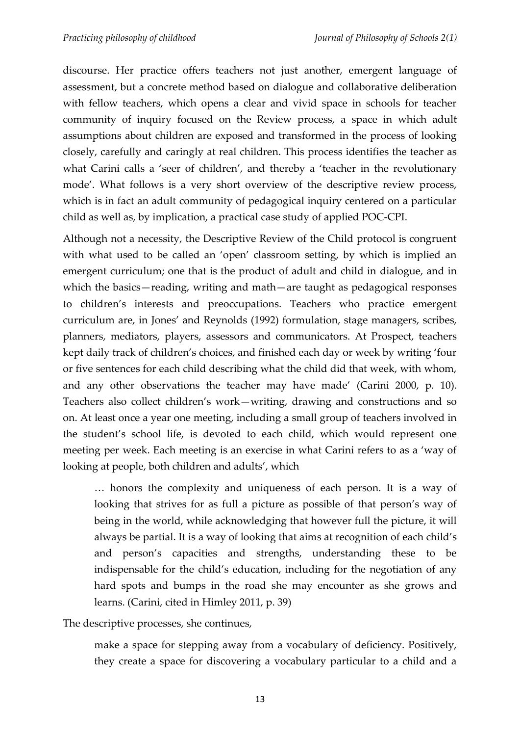discourse. Her practice offers teachers not just another, emergent language of assessment, but a concrete method based on dialogue and collaborative deliberation with fellow teachers, which opens a clear and vivid space in schools for teacher community of inquiry focused on the Review process, a space in which adult assumptions about children are exposed and transformed in the process of looking closely, carefully and caringly at real children. This process identifies the teacher as what Carini calls a 'seer of children', and thereby a 'teacher in the revolutionary mode'. What follows is a very short overview of the descriptive review process, which is in fact an adult community of pedagogical inquiry centered on a particular child as well as, by implication, a practical case study of applied POC-CPI.

Although not a necessity, the Descriptive Review of the Child protocol is congruent with what used to be called an 'open' classroom setting, by which is implied an emergent curriculum; one that is the product of adult and child in dialogue, and in which the basics—reading, writing and math—are taught as pedagogical responses to children's interests and preoccupations. Teachers who practice emergent curriculum are, in Jones' and Reynolds (1992) formulation, stage managers, scribes, planners, mediators, players, assessors and communicators. At Prospect, teachers kept daily track of children's choices, and finished each day or week by writing 'four or five sentences for each child describing what the child did that week, with whom, and any other observations the teacher may have made' (Carini 2000, p. 10). Teachers also collect children's work—writing, drawing and constructions and so on. At least once a year one meeting, including a small group of teachers involved in the student's school life, is devoted to each child, which would represent one meeting per week. Each meeting is an exercise in what Carini refers to as a 'way of looking at people, both children and adults', which

> … honors the complexity and uniqueness of each person. It is a way of looking that strives for as full a picture as possible of that person's way of being in the world, while acknowledging that however full the picture, it will always be partial. It is a way of looking that aims at recognition of each child's and person's capacities and strengths, understanding these to be indispensable for the child's education, including for the negotiation of any hard spots and bumps in the road she may encounter as she grows and learns. (Carini, cited in Himley 2011, p. 39)

The descriptive processes, she continues,

> make a space for stepping away from a vocabulary of deficiency. Positively, they create a space for discovering a vocabulary particular to a child and a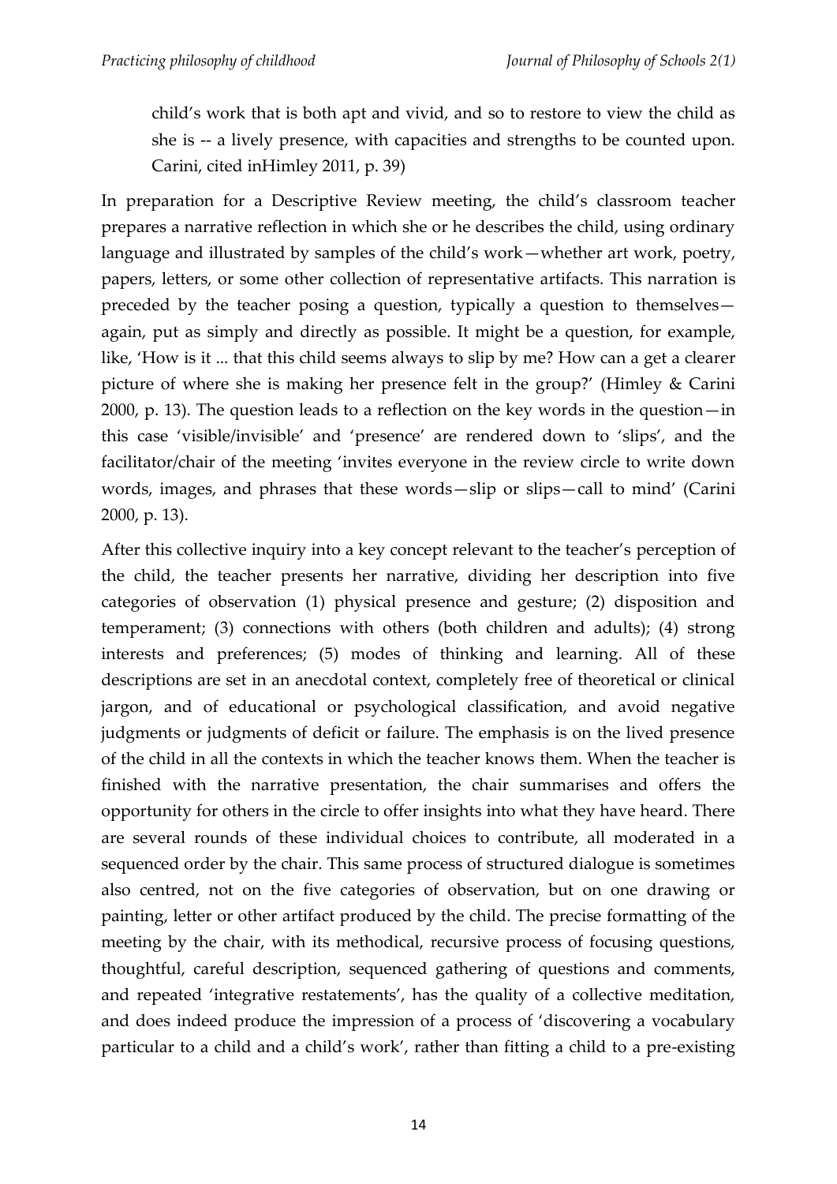child's work that is both apt and vivid, and so to restore to view the child as she is -- a lively presence, with capacities and strengths to be counted upon. Carini, cited inHimley 2011, p. 39)

In preparation for a Descriptive Review meeting, the child's classroom teacher prepares a narrative reflection in which she or he describes the child, using ordinary language and illustrated by samples of the child's work—whether art work, poetry, papers, letters, or some other collection of representative artifacts. This narration is preceded by the teacher posing a question, typically a question to themselves—again, put as simply and directly as possible. It might be a question, for example, like, 'How is it ... that this child seems always to slip by me? How can a get a clearer picture of where she is making her presence felt in the group?' (Himley & Carini 2000, p. 13). The question leads to a reflection on the key words in the question—in this case 'visible/invisible' and 'presence' are rendered down to 'slips', and the facilitator/chair of the meeting 'invites everyone in the review circle to write down words, images, and phrases that these words—slip or slips—call to mind' (Carini 2000, p. 13).

After this collective inquiry into a key concept relevant to the teacher's perception of the child, the teacher presents her narrative, dividing her description into five categories of observation (1) physical presence and gesture; (2) disposition and temperament; (3) connections with others (both children and adults); (4) strong interests and preferences; (5) modes of thinking and learning. All of these descriptions are set in an anecdotal context, completely free of theoretical or clinical jargon, and of educational or psychological classification, and avoid negative judgments or judgments of deficit or failure. The emphasis is on the lived presence of the child in all the contexts in which the teacher knows them. When the teacher is finished with the narrative presentation, the chair summarises and offers the opportunity for others in the circle to offer insights into what they have heard. There are several rounds of these individual choices to contribute, all moderated in a sequenced order by the chair. This same process of structured dialogue is sometimes also centred, not on the five categories of observation, but on one drawing or painting, letter or other artifact produced by the child. The precise formatting of the meeting by the chair, with its methodical, recursive process of focusing questions, thoughtful, careful description, sequenced gathering of questions and comments, and repeated 'integrative restatements', has the quality of a collective meditation, and does indeed produce the impression of a process of 'discovering a vocabulary particular to a child and a child's work', rather than fitting a child to a pre-existing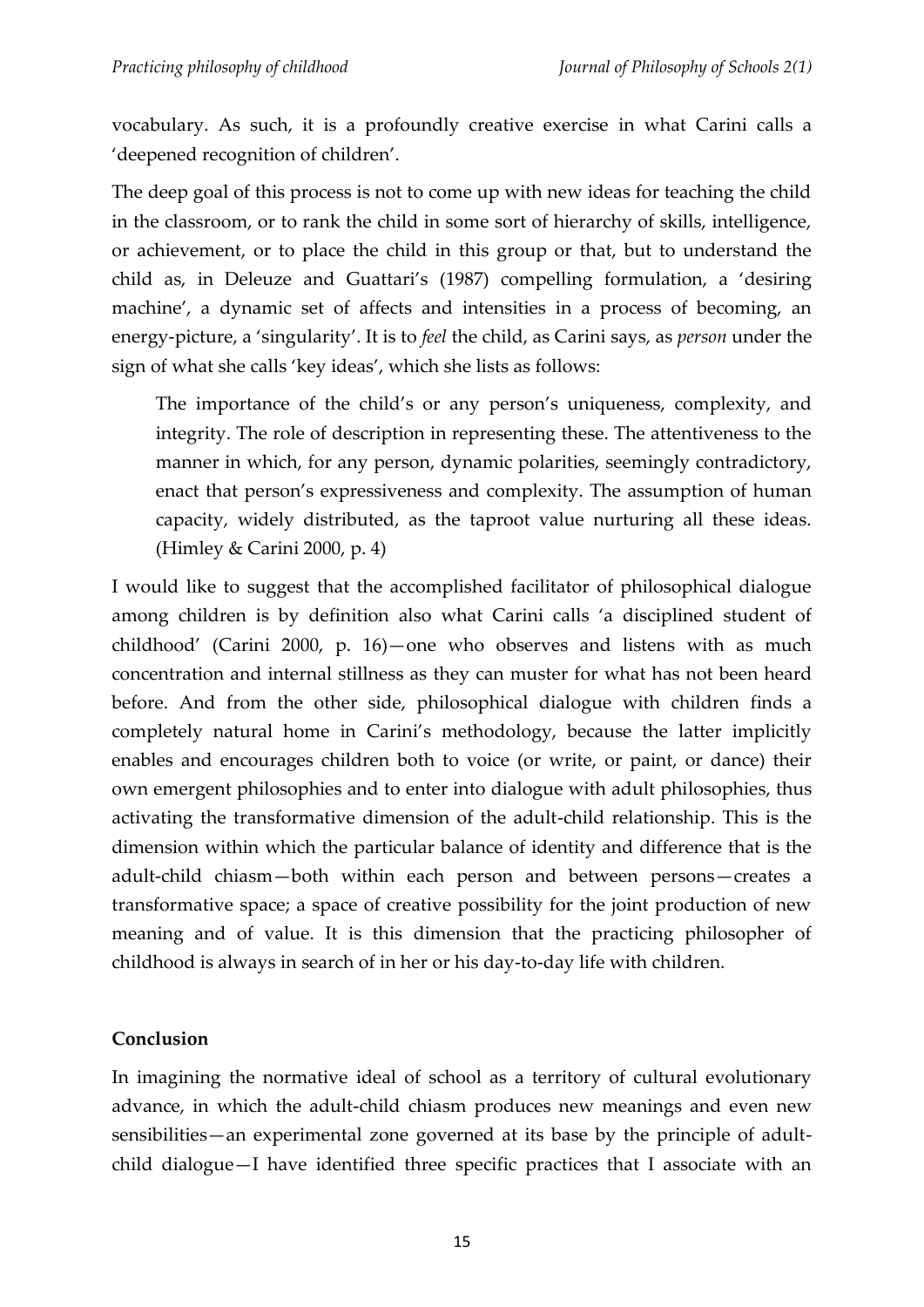vocabulary. As such, it is a profoundly creative exercise in what Carini calls a 'deepened recognition of children'.

The deep goal of this process is not to come up with new ideas for teaching the child in the classroom, or to rank the child in some sort of hierarchy of skills, intelligence, or achievement, or to place the child in this group or that, but to understand the child as, in Deleuze and Guattari's (1987) compelling formulation, a 'desiring machine', a dynamic set of affects and intensities in a process of becoming, an energy-picture, a 'singularity'. It is to *feel* the child, as Carini says, as *person* under the sign of what she calls 'key ideas', which she lists as follows:

> The importance of the child's or any person's uniqueness, complexity, and integrity. The role of description in representing these. The attentiveness to the manner in which, for any person, dynamic polarities, seemingly contradictory, enact that person's expressiveness and complexity. The assumption of human capacity, widely distributed, as the taproot value nurturing all these ideas. (Himley & Carini 2000, p. 4)

I would like to suggest that the accomplished facilitator of philosophical dialogue among children is by definition also what Carini calls 'a disciplined student of childhood' (Carini 2000, p. 16)—one who observes and listens with as much concentration and internal stillness as they can muster for what has not been heard before. And from the other side, philosophical dialogue with children finds a completely natural home in Carini's methodology, because the latter implicitly enables and encourages children both to voice (or write, or paint, or dance) their own emergent philosophies and to enter into dialogue with adult philosophies, thus activating the transformative dimension of the adult-child relationship. This is the dimension within which the particular balance of identity and difference that is the adult-child chiasm—both within each person and between persons—creates a transformative space; a space of creative possibility for the joint production of new meaning and of value. It is this dimension that the practicing philosopher of childhood is always in search of in her or his day-to-day life with children.

## Conclusion

In imagining the normative ideal of school as a territory of cultural evolutionary advance, in which the adult-child chiasm produces new meanings and even new sensibilities—an experimental zone governed at its base by the principle of adult-child dialogue—I have identified three specific practices that I associate with an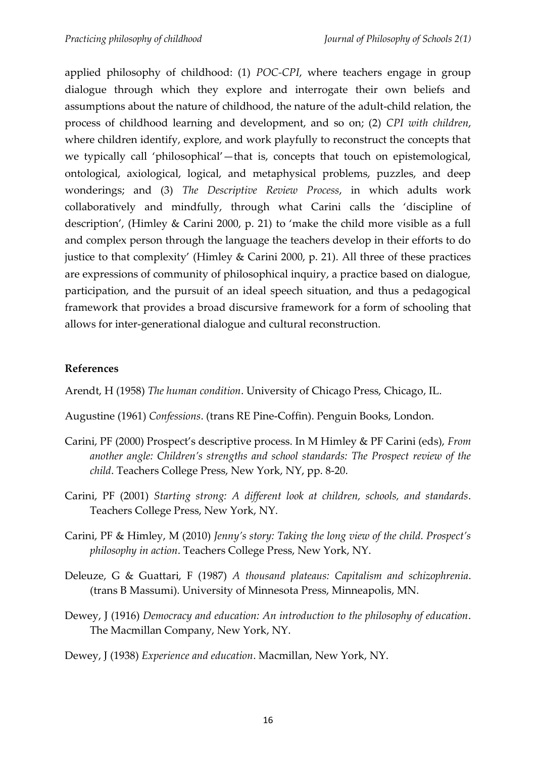applied philosophy of childhood: (1) *POC-CPI*, where teachers engage in group dialogue through which they explore and interrogate their own beliefs and assumptions about the nature of childhood, the nature of the adult-child relation, the process of childhood learning and development, and so on; (2) *CPI with children*, where children identify, explore, and work playfully to reconstruct the concepts that we typically call 'philosophical'—that is, concepts that touch on epistemological, ontological, axiological, logical, and metaphysical problems, puzzles, and deep wonderings; and (3) *The Descriptive Review Process*, in which adults work collaboratively and mindfully, through what Carini calls the 'discipline of description', (Himley & Carini 2000, p. 21) to 'make the child more visible as a full and complex person through the language the teachers develop in their efforts to do justice to that complexity' (Himley & Carini 2000, p. 21). All three of these practices are expressions of community of philosophical inquiry, a practice based on dialogue, participation, and the pursuit of an ideal speech situation, and thus a pedagogical framework that provides a broad discursive framework for a form of schooling that allows for inter-generational dialogue and cultural reconstruction.

**References**

Arendt, H (1958) *The human condition*. University of Chicago Press, Chicago, IL.

Augustine (1961) *Confessions*. (trans RE Pine-Coffin). Penguin Books, London.

Carini, PF (2000) Prospect's descriptive process. In M Himley & PF Carini (eds), *From another angle: Children's strengths and school standards: The Prospect review of the child*. Teachers College Press, New York, NY, pp. 8-20.

Carini, PF (2001) *Starting strong: A different look at children, schools, and standards*. Teachers College Press, New York, NY.

Carini, PF & Himley, M (2010) *Jenny's story: Taking the long view of the child. Prospect's philosophy in action*. Teachers College Press, New York, NY.

Deleuze, G & Guattari, F (1987) *A thousand plateaus: Capitalism and schizophrenia*. (trans B Massumi). University of Minnesota Press, Minneapolis, MN.

Dewey, J (1916) *Democracy and education: An introduction to the philosophy of education*. The Macmillan Company, New York, NY.

Dewey, J (1938) *Experience and education*. Macmillan, New York, NY.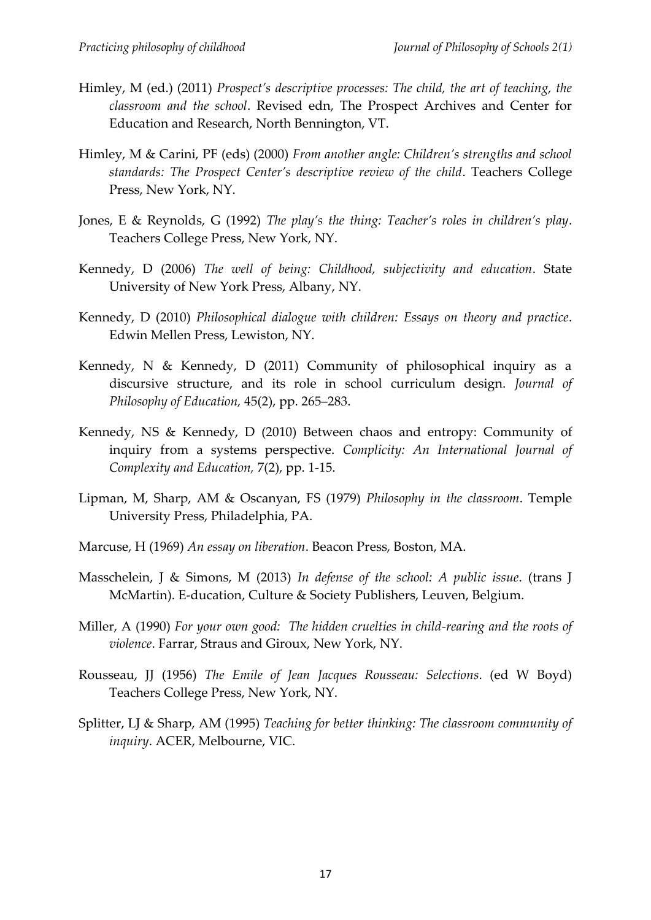Himley, M (ed.) (2011) *Prospect's descriptive processes: The child, the art of teaching, the classroom and the school*. Revised edn, The Prospect Archives and Center for Education and Research, North Bennington, VT.

Himley, M & Carini, PF (eds) (2000) *From another angle: Children's strengths and school standards: The Prospect Center's descriptive review of the child*. Teachers College Press, New York, NY.

Jones, E & Reynolds, G (1992) *The play's the thing: Teacher's roles in children's play*. Teachers College Press, New York, NY.

Kennedy, D (2006) *The well of being: Childhood, subjectivity and education*. State University of New York Press, Albany, NY.

Kennedy, D (2010) *Philosophical dialogue with children: Essays on theory and practice*. Edwin Mellen Press, Lewiston, NY.

Kennedy, N & Kennedy, D (2011) Community of philosophical inquiry as a discursive structure, and its role in school curriculum design. *Journal of Philosophy of Education,* 45(2), pp. 265–283.

Kennedy, NS & Kennedy, D (2010) Between chaos and entropy: Community of inquiry from a systems perspective. *Complicity: An International Journal of Complexity and Education,* 7(2), pp. 1-15.

Lipman, M, Sharp, AM & Oscanyan, FS (1979) *Philosophy in the classroom*. Temple University Press, Philadelphia, PA.

Marcuse, H (1969) *An essay on liberation*. Beacon Press, Boston, MA.

Masschelein, J & Simons, M (2013) *In defense of the school: A public issue*. (trans J McMartin). E-ducation, Culture & Society Publishers, Leuven, Belgium.

Miller, A (1990) *For your own good: The hidden cruelties in child-rearing and the roots of violence*. Farrar, Straus and Giroux, New York, NY.

Rousseau, JJ (1956) *The Emile of Jean Jacques Rousseau: Selections*. (ed W Boyd) Teachers College Press, New York, NY.

Splitter, LJ & Sharp, AM (1995) *Teaching for better thinking: The classroom community of inquiry*. ACER, Melbourne, VIC.